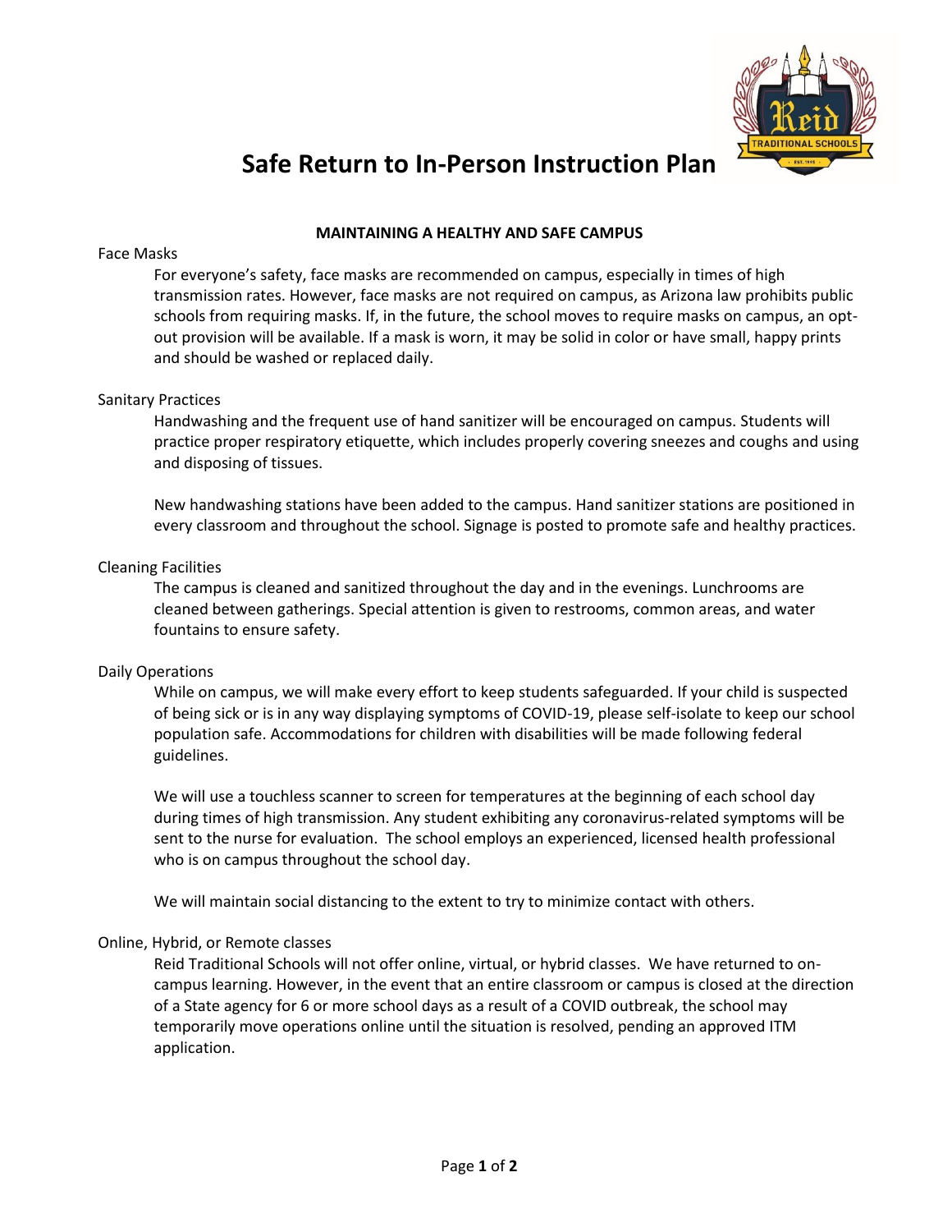# Safe Return to In-Person Instruction Plan

## MAINTAINING A HEALTHY AND SAFE CAMPUS

### Face Masks

For everyone's safety, face masks are recommended on campus, especially in times of high transmission rates. However, face masks are not required on campus, as Arizona law prohibits public schools from requiring masks. If, in the future, the school moves to require masks on campus, an opt-out provision will be available. If a mask is worn, it may be solid in color or have small, happy prints and should be washed or replaced daily.

### Sanitary Practices

Handwashing and the frequent use of hand sanitizer will be encouraged on campus. Students will practice proper respiratory etiquette, which includes properly covering sneezes and coughs and using and disposing of tissues.

New handwashing stations have been added to the campus. Hand sanitizer stations are positioned in every classroom and throughout the school. Signage is posted to promote safe and healthy practices.

### Cleaning Facilities

The campus is cleaned and sanitized throughout the day and in the evenings. Lunchrooms are cleaned between gatherings. Special attention is given to restrooms, common areas, and water fountains to ensure safety.

### Daily Operations

While on campus, we will make every effort to keep students safeguarded. If your child is suspected of being sick or is in any way displaying symptoms of COVID-19, please self-isolate to keep our school population safe. Accommodations for children with disabilities will be made following federal guidelines.

We will use a touchless scanner to screen for temperatures at the beginning of each school day during times of high transmission. Any student exhibiting any coronavirus-related symptoms will be sent to the nurse for evaluation. The school employs an experienced, licensed health professional who is on campus throughout the school day.

We will maintain social distancing to the extent to try to minimize contact with others.

### Online, Hybrid, or Remote classes

Reid Traditional Schools will not offer online, virtual, or hybrid classes. We have returned to on-campus learning. However, in the event that an entire classroom or campus is closed at the direction of a State agency for 6 or more school days as a result of a COVID outbreak, the school may temporarily move operations online until the situation is resolved, pending an approved ITM application.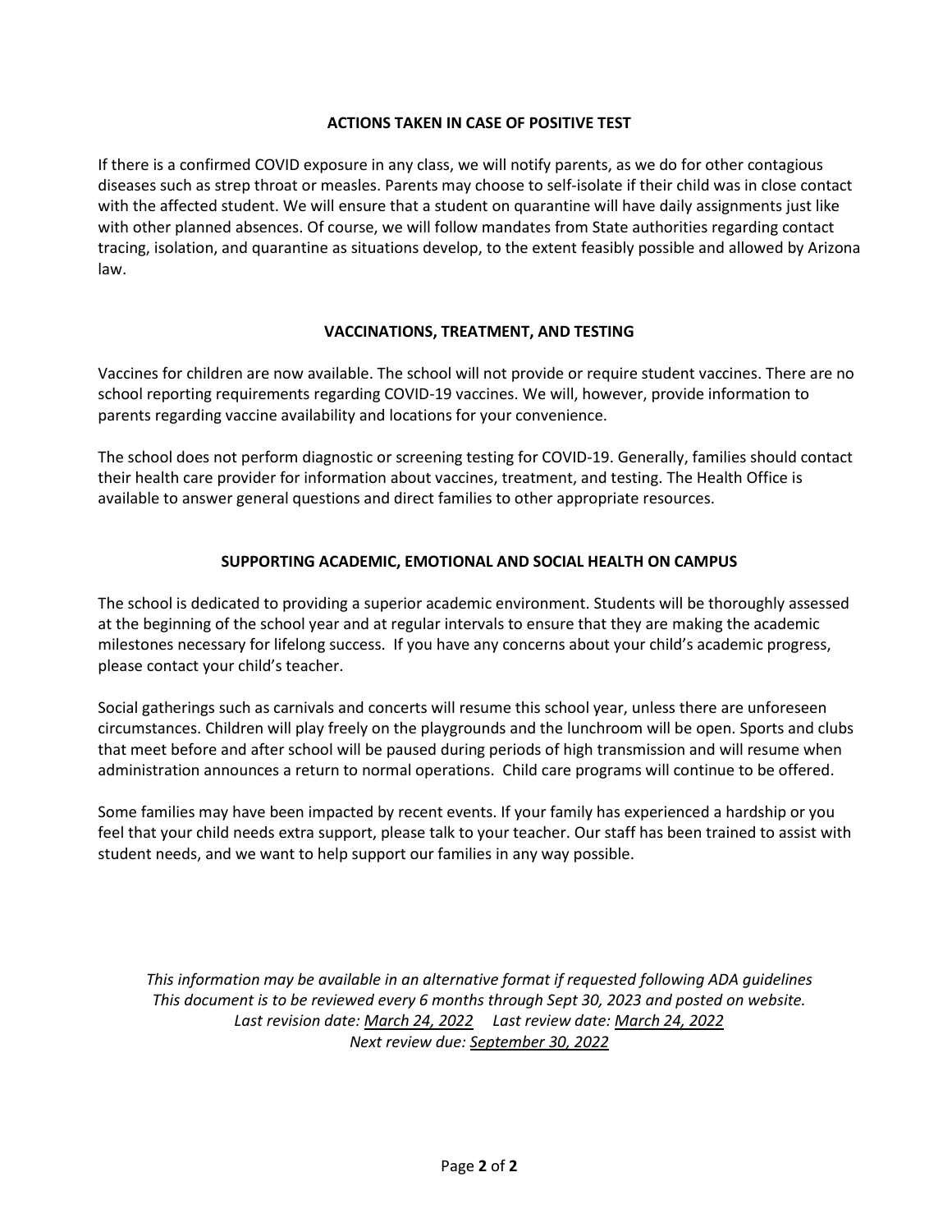## ACTIONS TAKEN IN CASE OF POSITIVE TEST

If there is a confirmed COVID exposure in any class, we will notify parents, as we do for other contagious diseases such as strep throat or measles. Parents may choose to self-isolate if their child was in close contact with the affected student. We will ensure that a student on quarantine will have daily assignments just like with other planned absences. Of course, we will follow mandates from State authorities regarding contact tracing, isolation, and quarantine as situations develop, to the extent feasibly possible and allowed by Arizona law.

## VACCINATIONS, TREATMENT, AND TESTING

Vaccines for children are now available. The school will not provide or require student vaccines. There are no school reporting requirements regarding COVID-19 vaccines. We will, however, provide information to parents regarding vaccine availability and locations for your convenience.

The school does not perform diagnostic or screening testing for COVID-19. Generally, families should contact their health care provider for information about vaccines, treatment, and testing. The Health Office is available to answer general questions and direct families to other appropriate resources.

## SUPPORTING ACADEMIC, EMOTIONAL AND SOCIAL HEALTH ON CAMPUS

The school is dedicated to providing a superior academic environment. Students will be thoroughly assessed at the beginning of the school year and at regular intervals to ensure that they are making the academic milestones necessary for lifelong success. If you have any concerns about your child's academic progress, please contact your child's teacher.

Social gatherings such as carnivals and concerts will resume this school year, unless there are unforeseen circumstances. Children will play freely on the playgrounds and the lunchroom will be open. Sports and clubs that meet before and after school will be paused during periods of high transmission and will resume when administration announces a return to normal operations. Child care programs will continue to be offered.

Some families may have been impacted by recent events. If your family has experienced a hardship or you feel that your child needs extra support, please talk to your teacher. Our staff has been trained to assist with student needs, and we want to help support our families in any way possible.

*This information may be available in an alternative format if requested following ADA guidelines*
*This document is to be reviewed every 6 months through Sept 30, 2023 and posted on website.*
*Last revision date: March 24, 2022 Last review date: March 24, 2022*
*Next review due: September 30, 2022*